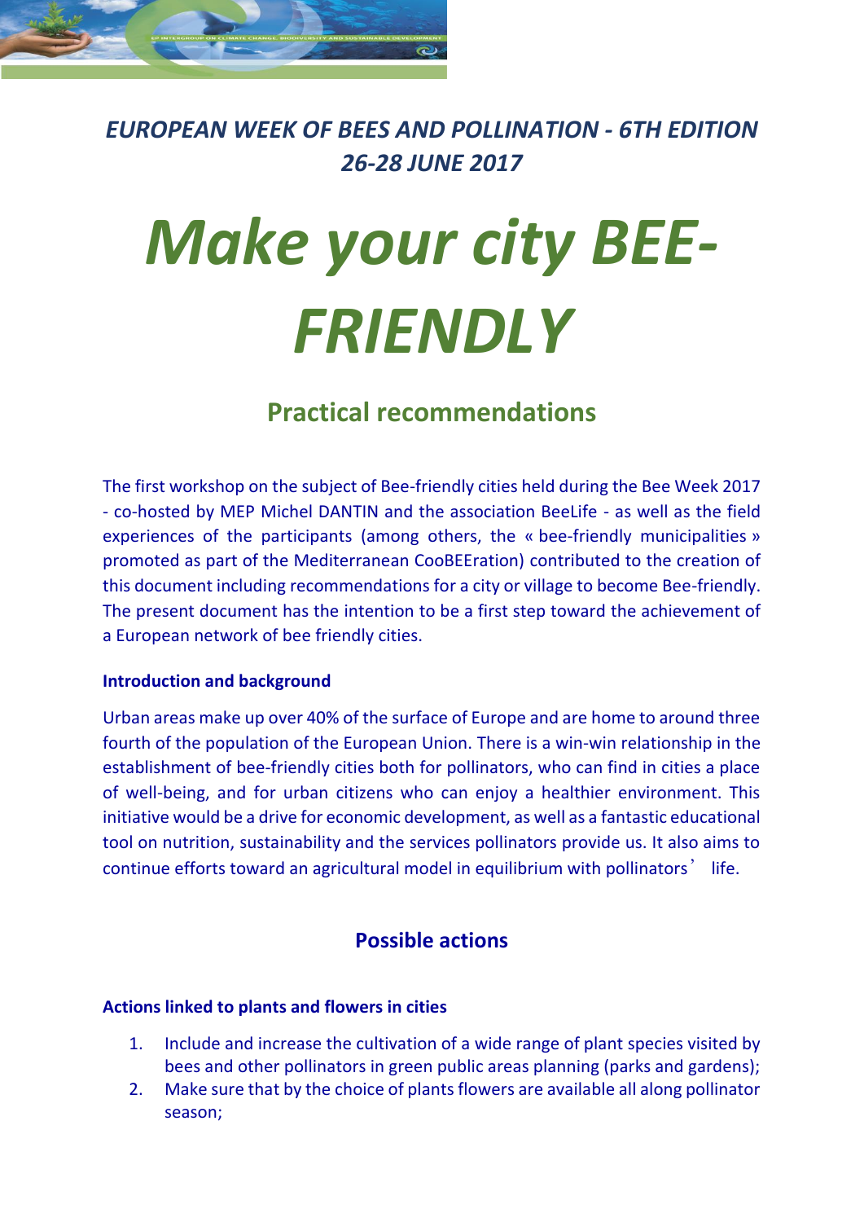*EUROPEAN WEEK OF BEES AND POLLINATION - 6TH EDITION*
*26-28 JUNE 2017*

# *Make your city BEE-FRIENDLY*

## Practical recommendations

The first workshop on the subject of Bee-friendly cities held during the Bee Week 2017 - co-hosted by MEP Michel DANTIN and the association BeeLife - as well as the field experiences of the participants (among others, the « bee-friendly municipalities » promoted as part of the Mediterranean CooBEEration) contributed to the creation of this document including recommendations for a city or village to become Bee-friendly. The present document has the intention to be a first step toward the achievement of a European network of bee friendly cities.

**Introduction and background**

Urban areas make up over 40% of the surface of Europe and are home to around three fourth of the population of the European Union. There is a win-win relationship in the establishment of bee-friendly cities both for pollinators, who can find in cities a place of well-being, and for urban citizens who can enjoy a healthier environment. This initiative would be a drive for economic development, as well as a fantastic educational tool on nutrition, sustainability and the services pollinators provide us. It also aims to continue efforts toward an agricultural model in equilibrium with pollinators' life.

## Possible actions

**Actions linked to plants and flowers in cities**

1. Include and increase the cultivation of a wide range of plant species visited by bees and other pollinators in green public areas planning (parks and gardens);
2. Make sure that by the choice of plants flowers are available all along pollinator season;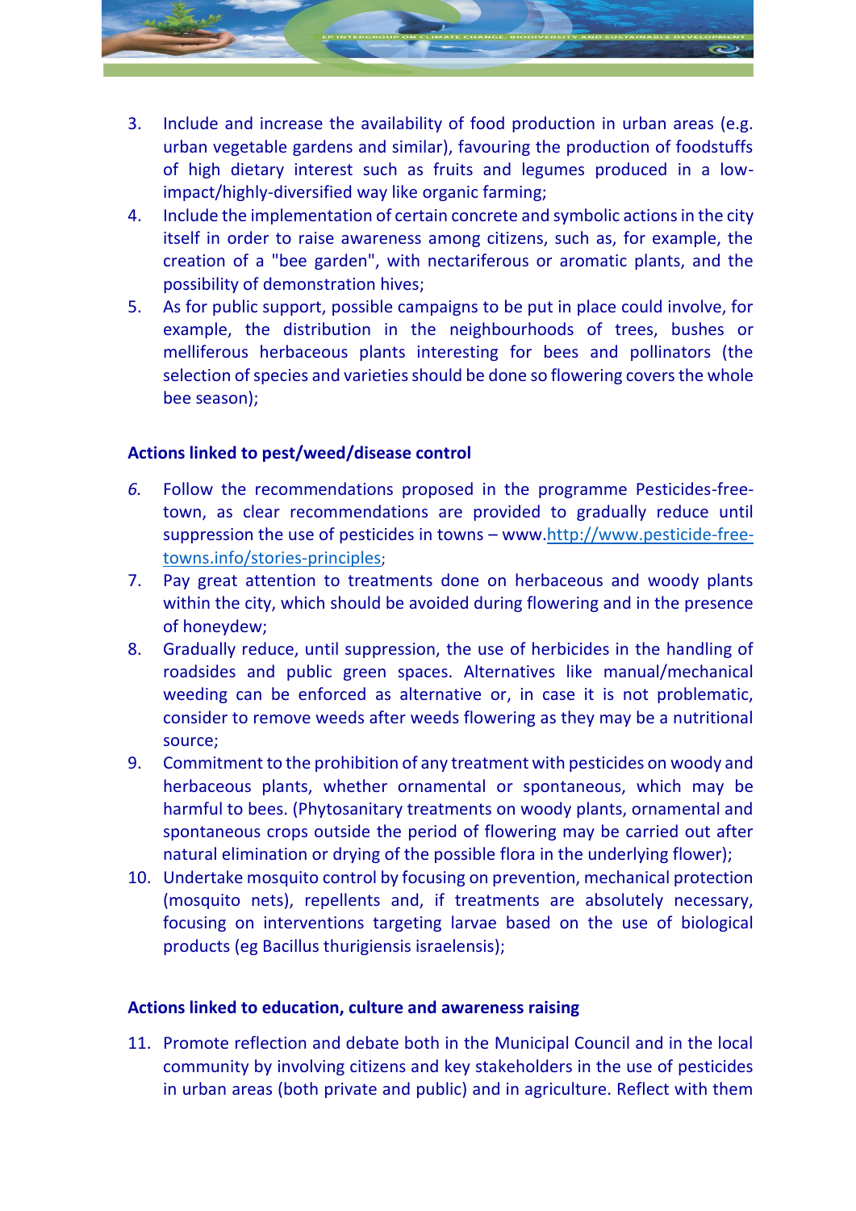3. Include and increase the availability of food production in urban areas (e.g. urban vegetable gardens and similar), favouring the production of foodstuffs of high dietary interest such as fruits and legumes produced in a low-impact/highly-diversified way like organic farming;
4. Include the implementation of certain concrete and symbolic actions in the city itself in order to raise awareness among citizens, such as, for example, the creation of a "bee garden", with nectariferous or aromatic plants, and the possibility of demonstration hives;
5. As for public support, possible campaigns to be put in place could involve, for example, the distribution in the neighbourhoods of trees, bushes or melliferous herbaceous plants interesting for bees and pollinators (the selection of species and varieties should be done so flowering covers the whole bee season);

**Actions linked to pest/weed/disease control**

6. Follow the recommendations proposed in the programme Pesticides-free-town, as clear recommendations are provided to gradually reduce until suppression the use of pesticides in towns – www.[http://www.pesticide-free-towns.info/stories-principles](http://www.pesticide-free-towns.info/stories-principles);
7. Pay great attention to treatments done on herbaceous and woody plants within the city, which should be avoided during flowering and in the presence of honeydew;
8. Gradually reduce, until suppression, the use of herbicides in the handling of roadsides and public green spaces. Alternatives like manual/mechanical weeding can be enforced as alternative or, in case it is not problematic, consider to remove weeds after weeds flowering as they may be a nutritional source;
9. Commitment to the prohibition of any treatment with pesticides on woody and herbaceous plants, whether ornamental or spontaneous, which may be harmful to bees. (Phytosanitary treatments on woody plants, ornamental and spontaneous crops outside the period of flowering may be carried out after natural elimination or drying of the possible flora in the underlying flower);
10. Undertake mosquito control by focusing on prevention, mechanical protection (mosquito nets), repellents and, if treatments are absolutely necessary, focusing on interventions targeting larvae based on the use of biological products (eg Bacillus thurigiensis israelensis);

**Actions linked to education, culture and awareness raising**

11. Promote reflection and debate both in the Municipal Council and in the local community by involving citizens and key stakeholders in the use of pesticides in urban areas (both private and public) and in agriculture. Reflect with them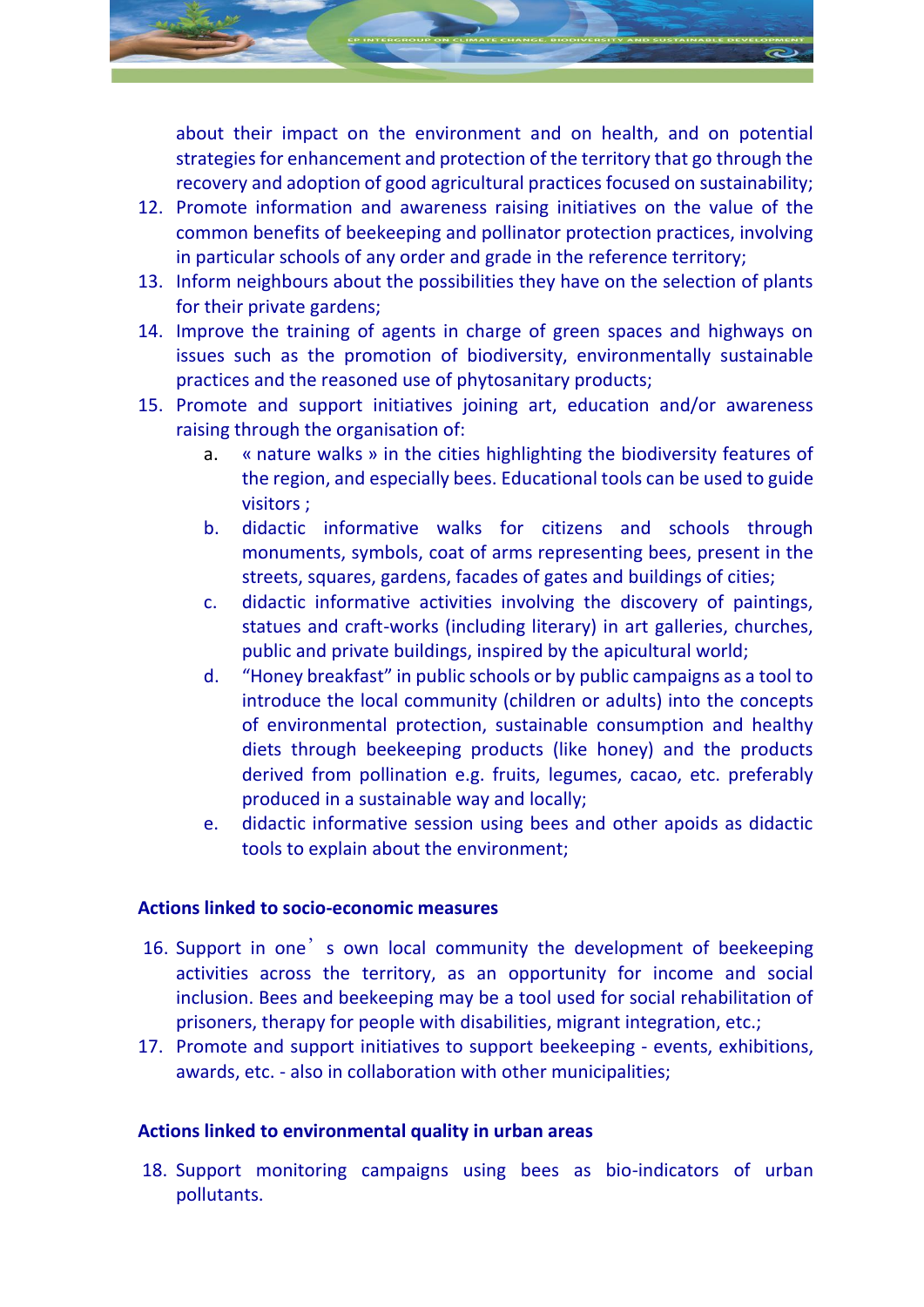about their impact on the environment and on health, and on potential strategies for enhancement and protection of the territory that go through the recovery and adoption of good agricultural practices focused on sustainability;

12. Promote information and awareness raising initiatives on the value of the common benefits of beekeeping and pollinator protection practices, involving in particular schools of any order and grade in the reference territory;
13. Inform neighbours about the possibilities they have on the selection of plants for their private gardens;
14. Improve the training of agents in charge of green spaces and highways on issues such as the promotion of biodiversity, environmentally sustainable practices and the reasoned use of phytosanitary products;
15. Promote and support initiatives joining art, education and/or awareness raising through the organisation of:
    a. « nature walks » in the cities highlighting the biodiversity features of the region, and especially bees. Educational tools can be used to guide visitors ;
    b. didactic informative walks for citizens and schools through monuments, symbols, coat of arms representing bees, present in the streets, squares, gardens, facades of gates and buildings of cities;
    c. didactic informative activities involving the discovery of paintings, statues and craft-works (including literary) in art galleries, churches, public and private buildings, inspired by the apicultural world;
    d. "Honey breakfast" in public schools or by public campaigns as a tool to introduce the local community (children or adults) into the concepts of environmental protection, sustainable consumption and healthy diets through beekeeping products (like honey) and the products derived from pollination e.g. fruits, legumes, cacao, etc. preferably produced in a sustainable way and locally;
    e. didactic informative session using bees and other apoids as didactic tools to explain about the environment;

**Actions linked to socio-economic measures**

16. Support in one's own local community the development of beekeeping activities across the territory, as an opportunity for income and social inclusion. Bees and beekeeping may be a tool used for social rehabilitation of prisoners, therapy for people with disabilities, migrant integration, etc.;
17. Promote and support initiatives to support beekeeping - events, exhibitions, awards, etc. - also in collaboration with other municipalities;

**Actions linked to environmental quality in urban areas**

18. Support monitoring campaigns using bees as bio-indicators of urban pollutants.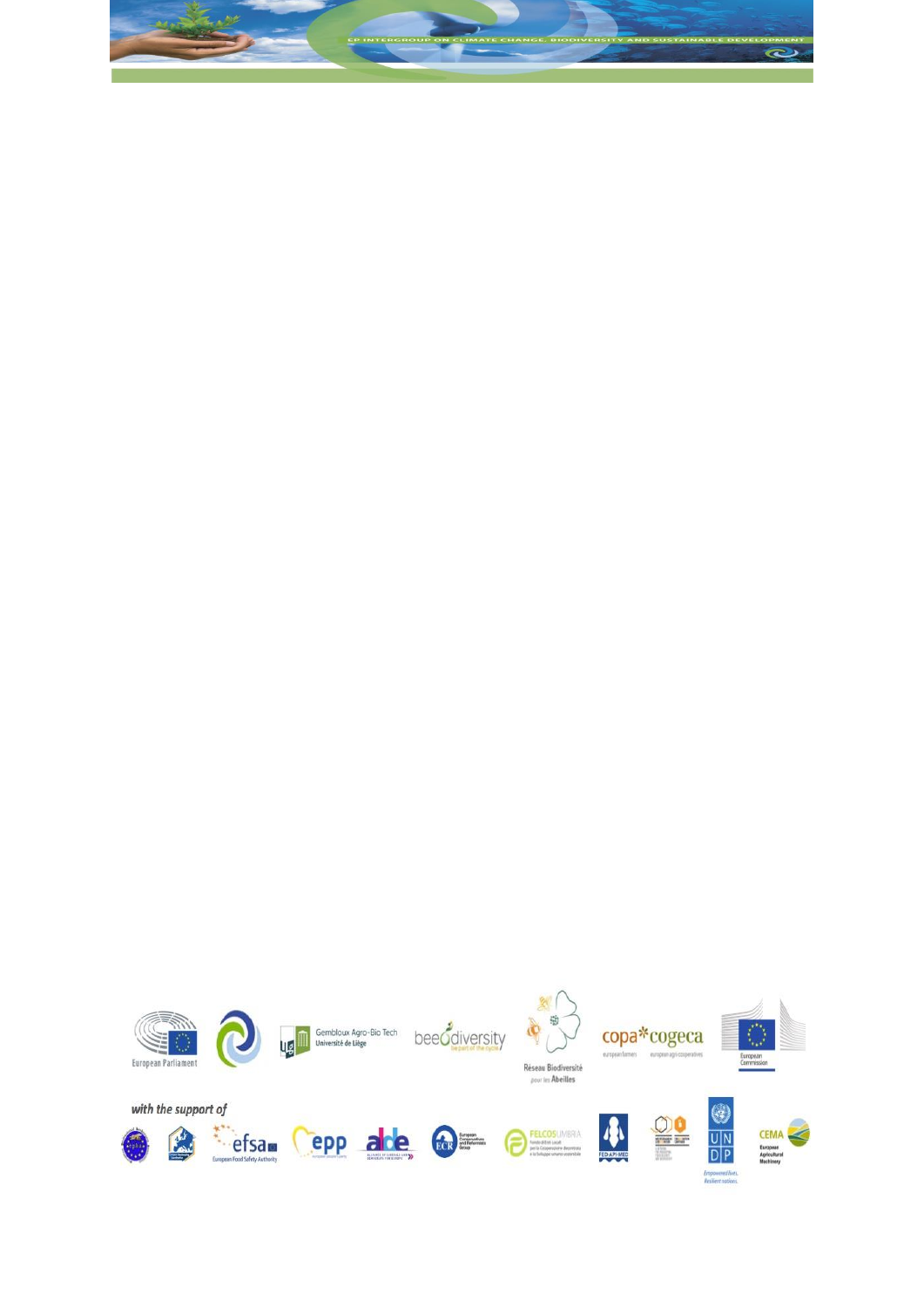*with the support of*